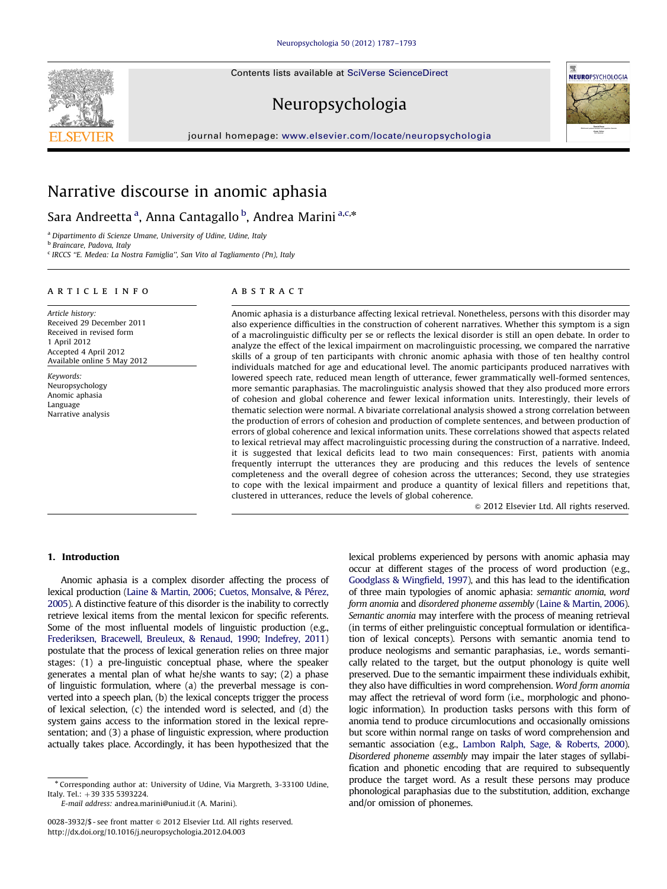# Narrative discourse in anomic aphasia

Sara Andreetta [a], Anna Cantagallo [b], Andrea Marini [a,c,*]

[a] *Dipartimento di Scienze Umane, University of Udine, Udine, Italy*
[b] *Braincare, Padova, Italy*
[c] *IRCCS "E. Medea: La Nostra Famiglia", San Vito al Tagliamento (Pn), Italy*

## ARTICLE INFO

*Article history:*
Received 29 December 2011
Received in revised form
1 April 2012
Accepted 4 April 2012
Available online 5 May 2012

*Keywords:*
Neuropsychology
Anomic aphasia
Language
Narrative analysis

## ABSTRACT

Anomic aphasia is a disturbance affecting lexical retrieval. Nonetheless, persons with this disorder may also experience difficulties in the construction of coherent narratives. Whether this symptom is a sign of a macrolinguistic difficulty per se or reflects the lexical disorder is still an open debate. In order to analyze the effect of the lexical impairment on macrolinguistic processing, we compared the narrative skills of a group of ten participants with chronic anomic aphasia with those of ten healthy control individuals matched for age and educational level. The anomic participants produced narratives with lowered speech rate, reduced mean length of utterance, fewer grammatically well-formed sentences, more semantic paraphasias. The macrolinguistic analysis showed that they also produced more errors of cohesion and global coherence and fewer lexical information units. Interestingly, their levels of thematic selection were normal. A bivariate correlational analysis showed a strong correlation between the production of errors of cohesion and production of complete sentences, and between production of errors of global coherence and lexical information units. These correlations showed that aspects related to lexical retrieval may affect macrolinguistic processing during the construction of a narrative. Indeed, it is suggested that lexical deficits lead to two main consequences: First, patients with anomia frequently interrupt the utterances they are producing and this reduces the levels of sentence completeness and the overall degree of cohesion across the utterances; Second, they use strategies to cope with the lexical impairment and produce a quantity of lexical fillers and repetitions that, clustered in utterances, reduce the levels of global coherence.

© 2012 Elsevier Ltd. All rights reserved.

## 1. Introduction

Anomic aphasia is a complex disorder affecting the process of lexical production (Laine & Martin, 2006; Cuetos, Monsalve, & Pérez, 2005). A distinctive feature of this disorder is the inability to correctly retrieve lexical items from the mental lexicon for specific referents. Some of the most influential models of linguistic production (e.g., Frederiksen, Bracewell, Breuleux, & Renaud, 1990; Indefrey, 2011) postulate that the process of lexical generation relies on three major stages: (1) a pre-linguistic conceptual phase, where the speaker generates a mental plan of what he/she wants to say; (2) a phase of linguistic formulation, where (a) the preverbal message is converted into a speech plan, (b) the lexical concepts trigger the process of lexical selection, (c) the intended word is selected, and (d) the system gains access to the information stored in the lexical representation; and (3) a phase of linguistic expression, where production actually takes place. Accordingly, it has been hypothesized that the lexical problems experienced by persons with anomic aphasia may occur at different stages of the process of word production (e.g., Goodglass & Wingfield, 1997), and this has lead to the identification of three main typologies of anomic aphasia: *semantic anomia*, *word form anomia* and *disordered phoneme assembly* (Laine & Martin, 2006). *Semantic anomia* may interfere with the process of meaning retrieval (in terms of either prelinguistic conceptual formulation or identification of lexical concepts). Persons with semantic anomia tend to produce neologisms and semantic paraphasias, i.e., words semantically related to the target, but the output phonology is quite well preserved. Due to the semantic impairment these individuals exhibit, they also have difficulties in word comprehension. *Word form anomia* may affect the retrieval of word form (i.e., morphologic and phonologic information). In production tasks persons with this form of anomia tend to produce circumlocutions and occasionally omissions but score within normal range on tasks of word comprehension and semantic association (e.g., Lambon Ralph, Sage, & Roberts, 2000). *Disordered phoneme assembly* may impair the later stages of syllabification and phonetic encoding that are required to subsequently produce the target word. As a result these persons may produce phonological paraphasias due to the substitution, addition, exchange and/or omission of phonemes.

* Corresponding author at: University of Udine, Via Margreth, 3-33100 Udine, Italy. Tel.: +39 335 5393224.
*E-mail address:* andrea.marini@uniud.it (A. Marini).

0028-3932/$ - see front matter © 2012 Elsevier Ltd. All rights reserved.
http://dx.doi.org/10.1016/j.neuropsychologia.2012.04.003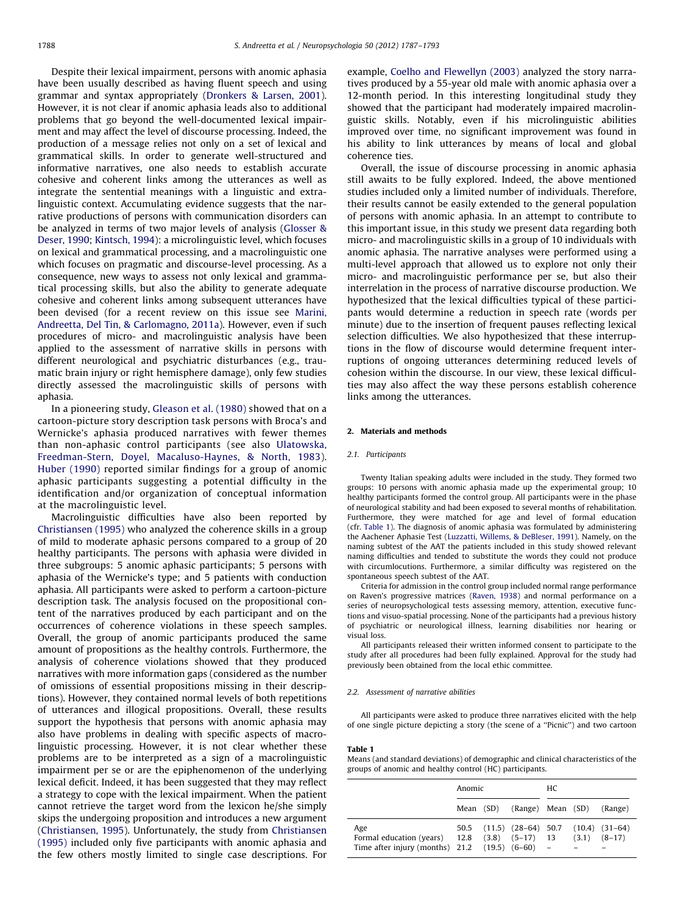Despite their lexical impairment, persons with anomic aphasia have been usually described as having fluent speech and using grammar and syntax appropriately (Dronkers & Larsen, 2001). However, it is not clear if anomic aphasia leads also to additional problems that go beyond the well-documented lexical impairment and may affect the level of discourse processing. Indeed, the production of a message relies not only on a set of lexical and grammatical skills. In order to generate well-structured and informative narratives, one also needs to establish accurate cohesive and coherent links among the utterances as well as integrate the sentential meanings with a linguistic and extra-linguistic context. Accumulating evidence suggests that the narrative productions of persons with communication disorders can be analyzed in terms of two major levels of analysis (Glosser & Deser, 1990; Kintsch, 1994): a microlinguistic level, which focuses on lexical and grammatical processing, and a macrolinguistic one which focuses on pragmatic and discourse-level processing. As a consequence, new ways to assess not only lexical and grammatical processing skills, but also the ability to generate adequate cohesive and coherent links among subsequent utterances have been devised (for a recent review on this issue see Marini, Andreetta, Del Tin, & Carlomagno, 2011a). However, even if such procedures of micro- and macrolinguistic analysis have been applied to the assessment of narrative skills in persons with different neurological and psychiatric disturbances (e.g., traumatic brain injury or right hemisphere damage), only few studies directly assessed the macrolinguistic skills of persons with aphasia.

In a pioneering study, Gleason et al. (1980) showed that on a cartoon-picture story description task persons with Broca's and Wernicke's aphasia produced narratives with fewer themes than non-aphasic control participants (see also Ulatowska, Freedman-Stern, Doyel, Macaluso-Haynes, & North, 1983). Huber (1990) reported similar findings for a group of anomic aphasic participants suggesting a potential difficulty in the identification and/or organization of conceptual information at the macrolinguistic level.

Macrolinguistic difficulties have also been reported by Christiansen (1995) who analyzed the coherence skills in a group of mild to moderate aphasic persons compared to a group of 20 healthy participants. The persons with aphasia were divided in three subgroups: 5 anomic aphasic participants; 5 persons with aphasia of the Wernicke's type; and 5 patients with conduction aphasia. All participants were asked to perform a cartoon-picture description task. The analysis focused on the propositional content of the narratives produced by each participant and on the occurrences of coherence violations in these speech samples. Overall, the group of anomic participants produced the same amount of propositions as the healthy controls. Furthermore, the analysis of coherence violations showed that they produced narratives with more information gaps (considered as the number of omissions of essential propositions missing in their descriptions). However, they contained normal levels of both repetitions of utterances and illogical propositions. Overall, these results support the hypothesis that persons with anomic aphasia may also have problems in dealing with specific aspects of macrolinguistic processing. However, it is not clear whether these problems are to be interpreted as a sign of a macrolinguistic impairment per se or are the epiphenomenon of the underlying lexical deficit. Indeed, it has been suggested that they may reflect a strategy to cope with the lexical impairment. When the patient cannot retrieve the target word from the lexicon he/she simply skips the undergoing proposition and introduces a new argument (Christiansen, 1995). Unfortunately, the study from Christiansen (1995) included only five participants with anomic aphasia and the few others mostly limited to single case descriptions. For example, Coelho and Flewellyn (2003) analyzed the story narratives produced by a 55-year old male with anomic aphasia over a 12-month period. In this interesting longitudinal study they showed that the participant had moderately impaired macrolinguistic skills. Notably, even if his microlinguistic abilities improved over time, no significant improvement was found in his ability to link utterances by means of local and global coherence ties.

Overall, the issue of discourse processing in anomic aphasia still awaits to be fully explored. Indeed, the above mentioned studies included only a limited number of individuals. Therefore, their results cannot be easily extended to the general population of persons with anomic aphasia. In an attempt to contribute to this important issue, in this study we present data regarding both micro- and macrolinguistic skills in a group of 10 individuals with anomic aphasia. The narrative analyses were performed using a multi-level approach that allowed us to explore not only their micro- and macrolinguistic performance per se, but also their interrelation in the process of narrative discourse production. We hypothesized that the lexical difficulties typical of these participants would determine a reduction in speech rate (words per minute) due to the insertion of frequent pauses reflecting lexical selection difficulties. We also hypothesized that these interruptions in the flow of discourse would determine frequent interruptions of ongoing utterances determining reduced levels of cohesion within the discourse. In our view, these lexical difficulties may also affect the way these persons establish coherence links among the utterances.

## 2. Materials and methods

### 2.1. Participants

Twenty Italian speaking adults were included in the study. They formed two groups: 10 persons with anomic aphasia made up the experimental group; 10 healthy participants formed the control group. All participants were in the phase of neurological stability and had been exposed to several months of rehabilitation. Furthermore, they were matched for age and level of formal education (cfr. Table 1). The diagnosis of anomic aphasia was formulated by administering the Aachener Aphasie Test (Luzzatti, Willems, & DeBleser, 1991). Namely, on the naming subtest of the AAT the patients included in this study showed relevant naming difficulties and tended to substitute the words they could not produce with circumlocutions. Furthermore, a similar difficulty was registered on the spontaneous speech subtest of the AAT.

Criteria for admission in the control group included normal range performance on Raven's progressive matrices (Raven, 1938) and normal performance on a series of neuropsychological tests assessing memory, attention, executive functions and visuo-spatial processing. None of the participants had a previous history of psychiatric or neurological illness, learning disabilities nor hearing or visual loss.

All participants released their written informed consent to participate to the study after all procedures had been fully explained. Approval for the study had previously been obtained from the local ethic committee.

### 2.2. Assessment of narrative abilities

All participants were asked to produce three narratives elicited with the help of one single picture depicting a story (the scene of a "Picnic") and two cartoon

**Table 1**
Means (and standard deviations) of demographic and clinical characteristics of the groups of anomic and healthy control (HC) participants.

| | Anomic | | | HC | | |
|---|---|---|---|---|---|---|
| | Mean | (SD) | (Range) | Mean | (SD) | (Range) |
| Age | 50.5 | (11.5) | (28–64) | 50.7 | (10.4) | (31–64) |
| Formal education (years) | 12.8 | (3.8) | (5–17) | 13 | (3.1) | (8–17) |
| Time after injury (months) | 21.2 | (19.5) | (6–60) | – | – | – |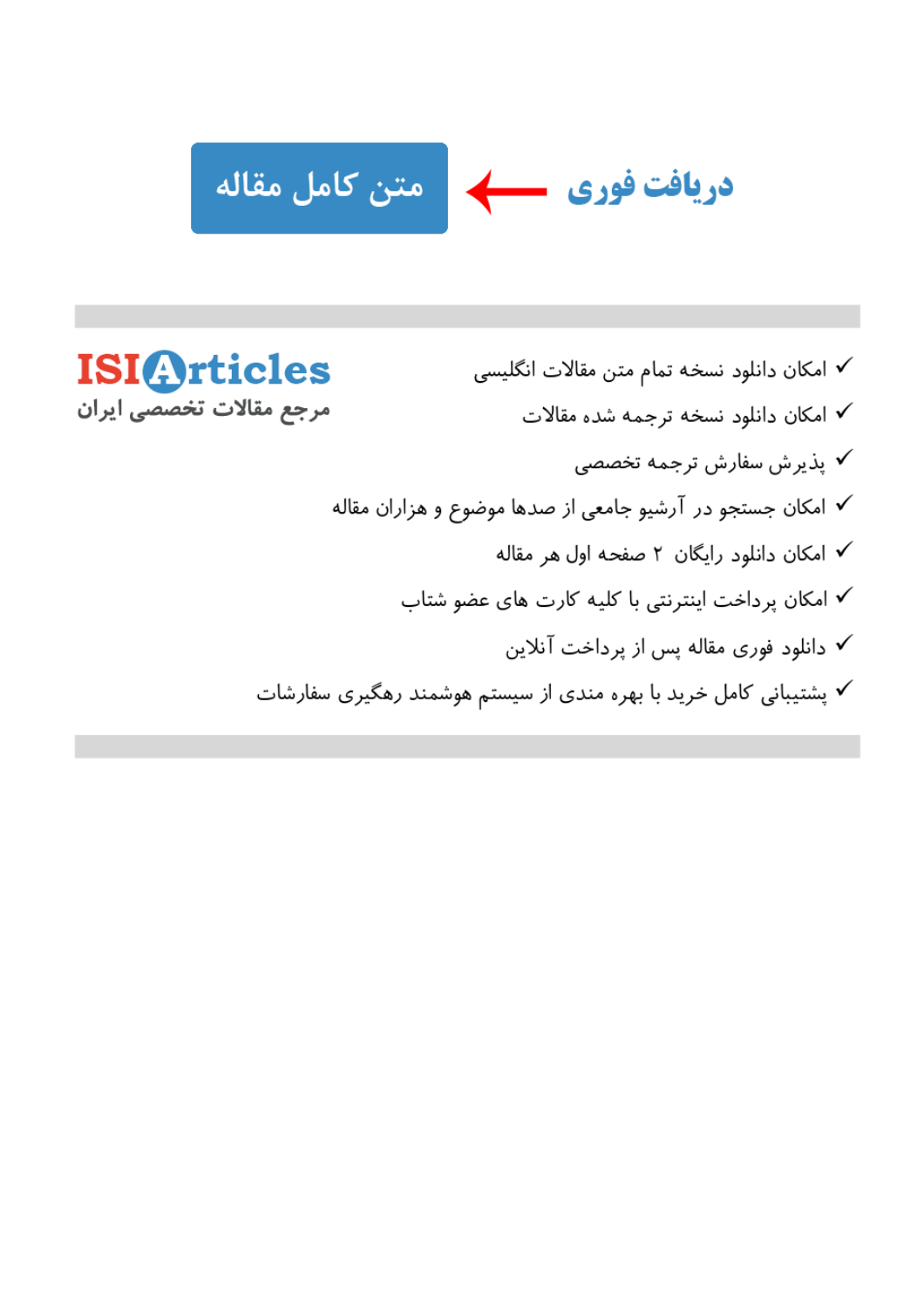دریافت فوری ← متن کامل مقاله

**ISIArticles**
مرجع مقالات تخصصی ایران

- ✓ امکان دانلود نسخه تمام متن مقالات انگلیسی
- ✓ امکان دانلود نسخه ترجمه شده مقالات
- ✓ پذیرش سفارش ترجمه تخصصی
- ✓ امکان جستجو در آرشیو جامعی از صدها موضوع و هزاران مقاله
- ✓ امکان دانلود رایگان ۲ صفحه اول هر مقاله
- ✓ امکان پرداخت اینترنتی با کلیه کارت های عضو شتاب
- ✓ دانلود فوری مقاله پس از پرداخت آنلاین
- ✓ پشتیبانی کامل خرید با بهره مندی از سیستم هوشمند رهگیری سفارشات